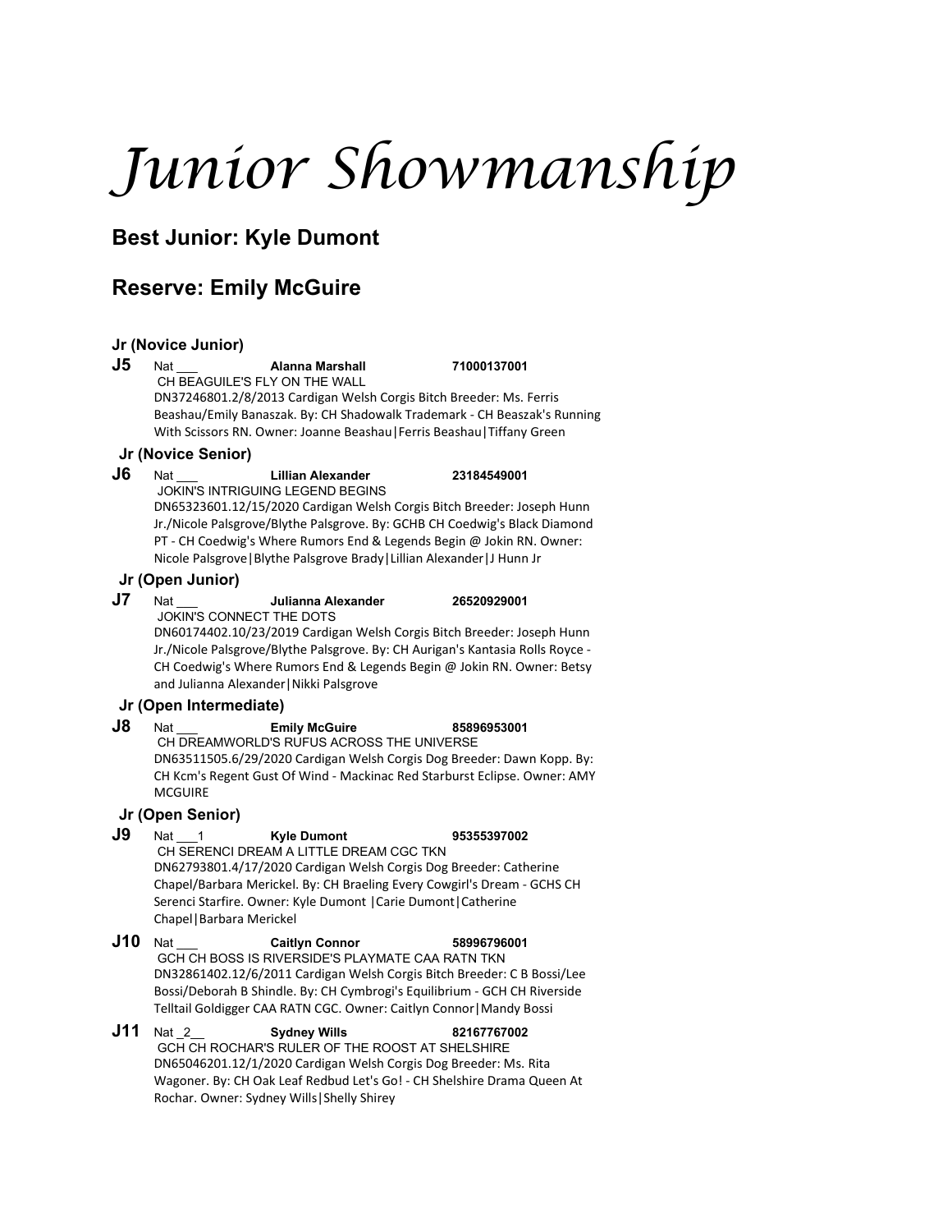# *Junior Showmanship*

## Best Junior: Kyle Dumont

## Reserve: Emily McGuire

### Jr (Novice Junior)

**J5** Nat ___ **Alanna Marshall** **71000137001**
CH BEAGUILE'S FLY ON THE WALL
DN37246801.2/8/2013 Cardigan Welsh Corgis Bitch Breeder: Ms. Ferris Beashau/Emily Banaszak. By: CH Shadowalk Trademark - CH Beaszak's Running With Scissors RN. Owner: Joanne Beashau|Ferris Beashau|Tiffany Green

### Jr (Novice Senior)

**J6** Nat ___ **Lillian Alexander** **23184549001**
JOKIN'S INTRIGUING LEGEND BEGINS
DN65323601.12/15/2020 Cardigan Welsh Corgis Bitch Breeder: Joseph Hunn Jr./Nicole Palsgrove/Blythe Palsgrove. By: GCHB CH Coedwig's Black Diamond PT - CH Coedwig's Where Rumors End & Legends Begin @ Jokin RN. Owner: Nicole Palsgrove|Blythe Palsgrove Brady|Lillian Alexander|J Hunn Jr

### Jr (Open Junior)

**J7** Nat ___ **Julianna Alexander** **26520929001**
JOKIN'S CONNECT THE DOTS
DN60174402.10/23/2019 Cardigan Welsh Corgis Bitch Breeder: Joseph Hunn Jr./Nicole Palsgrove/Blythe Palsgrove. By: CH Aurigan's Kantasia Rolls Royce - CH Coedwig's Where Rumors End & Legends Begin @ Jokin RN. Owner: Betsy and Julianna Alexander|Nikki Palsgrove

### Jr (Open Intermediate)

**J8** Nat ___ **Emily McGuire** **85896953001**
CH DREAMWORLD'S RUFUS ACROSS THE UNIVERSE
DN63511505.6/29/2020 Cardigan Welsh Corgis Dog Breeder: Dawn Kopp. By: CH Kcm's Regent Gust Of Wind - Mackinac Red Starburst Eclipse. Owner: AMY MCGUIRE

### Jr (Open Senior)

**J9** Nat ___1 **Kyle Dumont** **95355397002**
CH SERENCI DREAM A LITTLE DREAM CGC TKN
DN62793801.4/17/2020 Cardigan Welsh Corgis Dog Breeder: Catherine Chapel/Barbara Merickel. By: CH Braeling Every Cowgirl's Dream - GCHS CH Serenci Starfire. Owner: Kyle Dumont |Carie Dumont|Catherine Chapel|Barbara Merickel

**J10** Nat ___ **Caitlyn Connor** **58996796001**
GCH CH BOSS IS RIVERSIDE'S PLAYMATE CAA RATN TKN
DN32861402.12/6/2011 Cardigan Welsh Corgis Bitch Breeder: C B Bossi/Lee Bossi/Deborah B Shindle. By: CH Cymbrogi's Equilibrium - GCH CH Riverside Telltail Goldigger CAA RATN CGC. Owner: Caitlyn Connor|Mandy Bossi

**J11** Nat _2__ **Sydney Wills** **82167767002**
GCH CH ROCHAR'S RULER OF THE ROOST AT SHELSHIRE
DN65046201.12/1/2020 Cardigan Welsh Corgis Dog Breeder: Ms. Rita Wagoner. By: CH Oak Leaf Redbud Let's Go! - CH Shelshire Drama Queen At Rochar. Owner: Sydney Wills|Shelly Shirey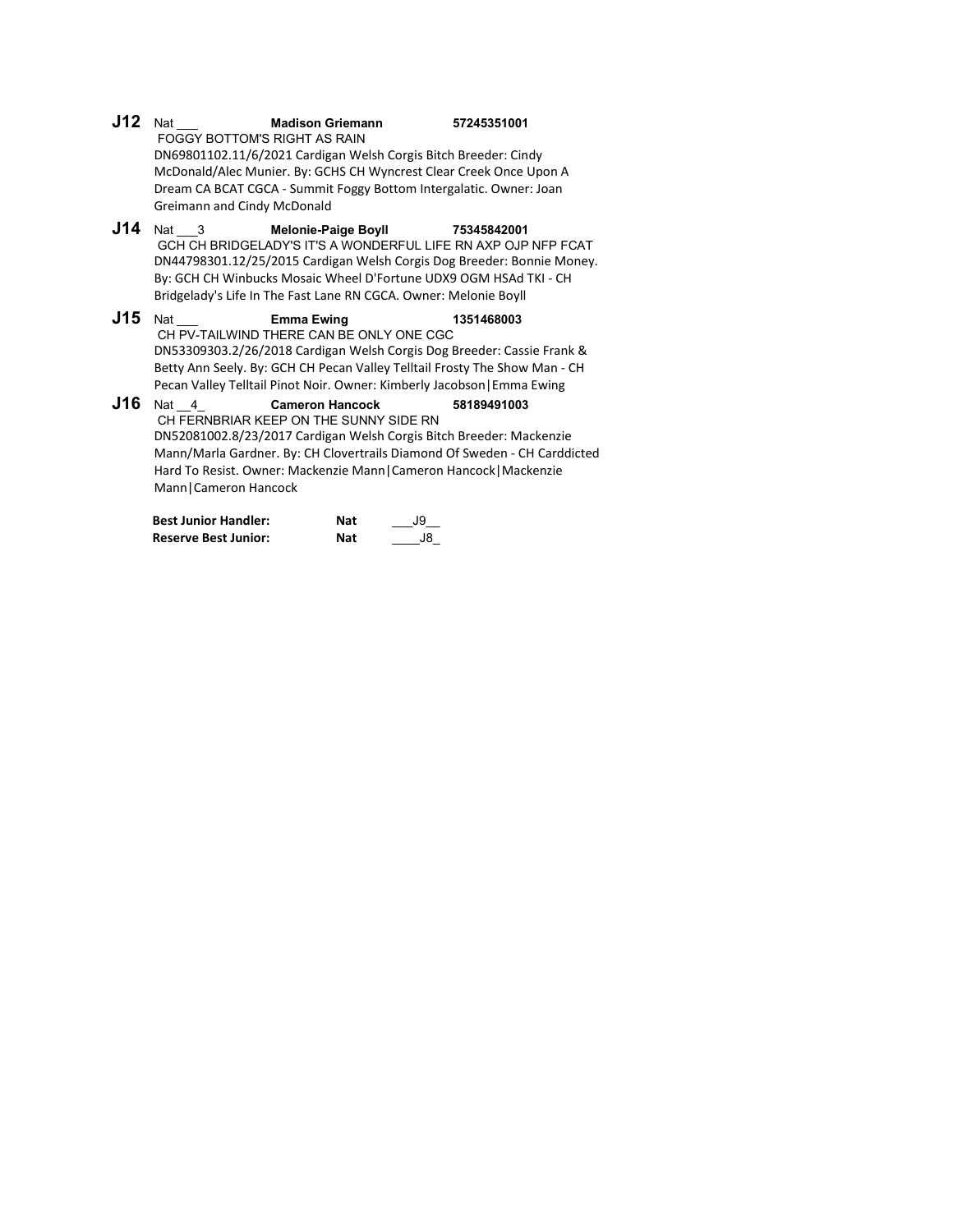**J12** Nat ___ **Madison Griemann** **57245351001**
FOGGY BOTTOM'S RIGHT AS RAIN
DN69801102.11/6/2021 Cardigan Welsh Corgis Bitch Breeder: Cindy McDonald/Alec Munier. By: GCHS CH Wyncrest Clear Creek Once Upon A Dream CA BCAT CGCA - Summit Foggy Bottom Intergalatic. Owner: Joan Greimann and Cindy McDonald

**J14** Nat ___3 **Melonie-Paige Boyll** **75345842001**
GCH CH BRIDGELADY'S IT'S A WONDERFUL LIFE RN AXP OJP NFP FCAT
DN44798301.12/25/2015 Cardigan Welsh Corgis Dog Breeder: Bonnie Money. By: GCH CH Winbucks Mosaic Wheel D'Fortune UDX9 OGM HSAd TKI - CH Bridgelady's Life In The Fast Lane RN CGCA. Owner: Melonie Boyll

**J15** Nat ___ **Emma Ewing** **1351468003**
CH PV-TAILWIND THERE CAN BE ONLY ONE CGC
DN53309303.2/26/2018 Cardigan Welsh Corgis Dog Breeder: Cassie Frank & Betty Ann Seely. By: GCH CH Pecan Valley Telltail Frosty The Show Man - CH Pecan Valley Telltail Pinot Noir. Owner: Kimberly Jacobson|Emma Ewing

**J16** Nat __4_ **Cameron Hancock** **58189491003**
CH FERNBRIAR KEEP ON THE SUNNY SIDE RN
DN52081002.8/23/2017 Cardigan Welsh Corgis Bitch Breeder: Mackenzie Mann/Marla Gardner. By: CH Clovertrails Diamond Of Sweden - CH Carddicted Hard To Resist. Owner: Mackenzie Mann|Cameron Hancock|Mackenzie Mann|Cameron Hancock

**Best Junior Handler:** **Nat** ___J9__
**Reserve Best Junior:** **Nat** ____J8_